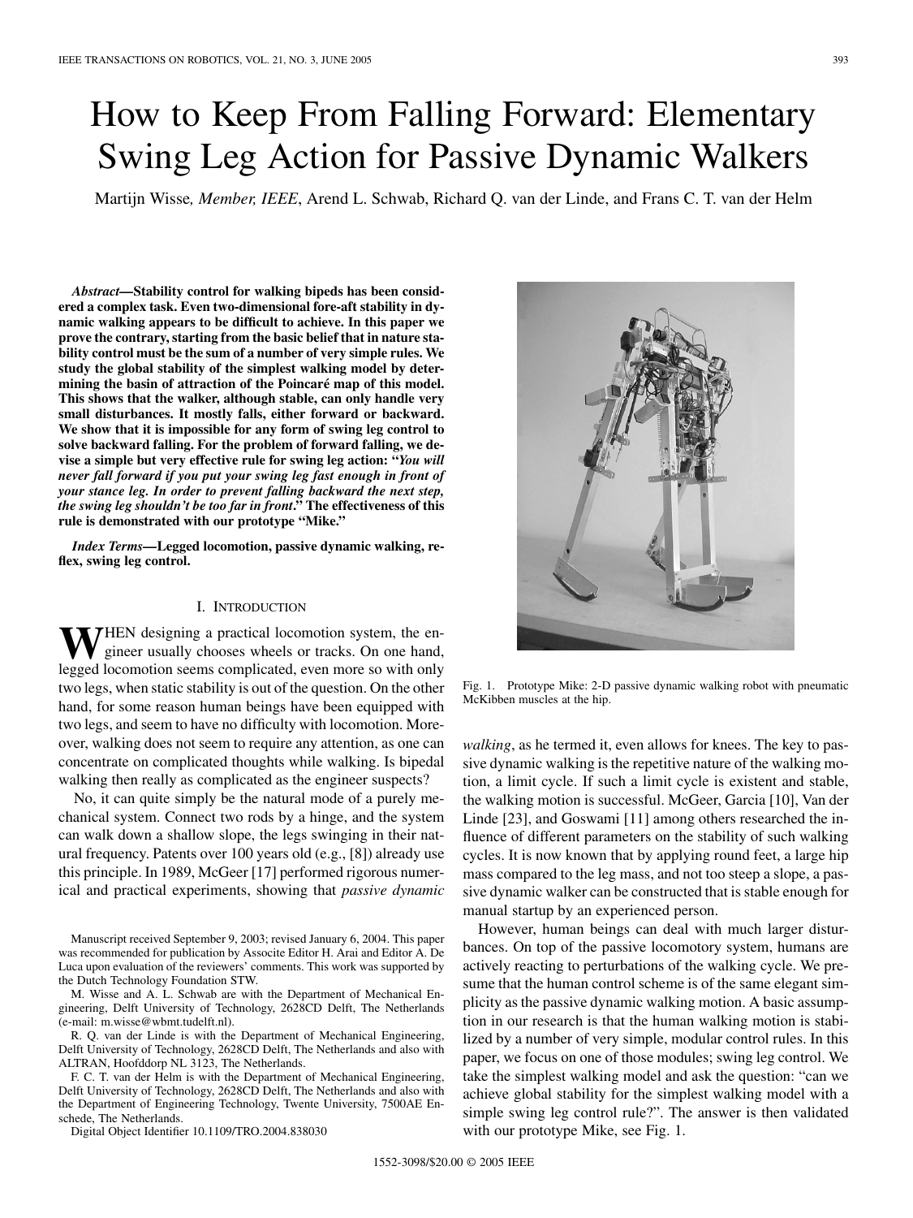# How to Keep From Falling Forward: Elementary Swing Leg Action for Passive Dynamic Walkers

Martijn Wisse, *Member, IEEE*, Arend L. Schwab, Richard Q. van der Linde, and Frans C. T. van der Helm

***Abstract*—Stability control for walking bipeds has been considered a complex task. Even two-dimensional fore-aft stability in dynamic walking appears to be difficult to achieve. In this paper we prove the contrary, starting from the basic belief that in nature stability control must be the sum of a number of very simple rules. We study the global stability of the simplest walking model by determining the basin of attraction of the Poincaré map of this model. This shows that the walker, although stable, can only handle very small disturbances. It mostly falls, either forward or backward. We show that it is impossible for any form of swing leg control to solve backward falling. For the problem of forward falling, we devise a simple but very effective rule for swing leg action: "*You will never fall forward if you put your swing leg fast enough in front of your stance leg. In order to prevent falling backward the next step, the swing leg shouldn't be too far in front*." The effectiveness of this rule is demonstrated with our prototype "Mike."**

***Index Terms*—Legged locomotion, passive dynamic walking, reflex, swing leg control.**

## I. Introduction

When designing a practical locomotion system, the engineer usually chooses wheels or tracks. On one hand, legged locomotion seems complicated, even more so with only two legs, when static stability is out of the question. On the other hand, for some reason human beings have been equipped with two legs, and seem to have no difficulty with locomotion. Moreover, walking does not seem to require any attention, as one can concentrate on complicated thoughts while walking. Is bipedal walking then really as complicated as the engineer suspects?

No, it can quite simply be the natural mode of a purely mechanical system. Connect two rods by a hinge, and the system can walk down a shallow slope, the legs swinging in their natural frequency. Patents over 100 years old (e.g., [8]) already use this principle. In 1989, McGeer [17] performed rigorous numerical and practical experiments, showing that *passive dynamic walking*, as he termed it, even allows for knees. The key to passive dynamic walking is the repetitive nature of the walking motion, a limit cycle. If such a limit cycle is existent and stable, the walking motion is successful. McGeer, Garcia [10], Van der Linde [23], and Goswami [11] among others researched the influence of different parameters on the stability of such walking cycles. It is now known that by applying round feet, a large hip mass compared to the leg mass, and not too steep a slope, a passive dynamic walker can be constructed that is stable enough for manual startup by an experienced person.

However, human beings can deal with much larger disturbances. On top of the passive locomotory system, humans are actively reacting to perturbations of the walking cycle. We presume that the human control scheme is of the same elegant simplicity as the passive dynamic walking motion. A basic assumption in our research is that the human walking motion is stabilized by a number of very simple, modular control rules. In this paper, we focus on one of those modules; swing leg control. We take the simplest walking model and ask the question: "can we achieve global stability for the simplest walking model with a simple swing leg control rule?". The answer is then validated with our prototype Mike, see Fig. 1.

Fig. 1. Prototype Mike: 2-D passive dynamic walking robot with pneumatic McKibben muscles at the hip.

Manuscript received September 9, 2003; revised January 6, 2004. This paper was recommended for publication by Associte Editor H. Arai and Editor A. De Luca upon evaluation of the reviewers' comments. This work was supported by the Dutch Technology Foundation STW.

M. Wisse and A. L. Schwab are with the Department of Mechanical Engineering, Delft University of Technology, 2628CD Delft, The Netherlands (e-mail: m.wisse@wbmt.tudelft.nl).

R. Q. van der Linde is with the Department of Mechanical Engineering, Delft University of Technology, 2628CD Delft, The Netherlands and also with ALTRAN, Hoofddorp NL 3123, The Netherlands.

F. C. T. van der Helm is with the Department of Mechanical Engineering, Delft University of Technology, 2628CD Delft, The Netherlands and also with the Department of Engineering Technology, Twente University, 7500AE Enschede, The Netherlands.

Digital Object Identifier 10.1109/TRO.2004.838030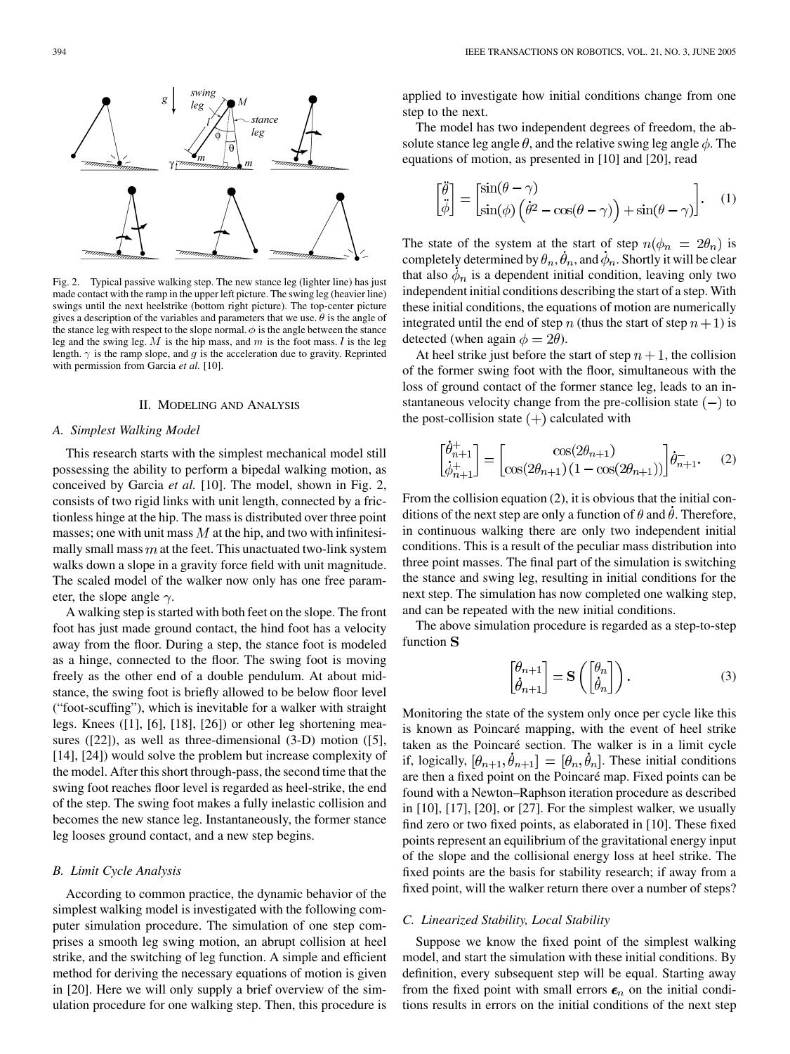Fig. 2. Typical passive walking step. The new stance leg (lighter line) has just made contact with the ramp in the upper left picture. The swing leg (heavier line) swings until the next heelstrike (bottom right picture). The top-center picture gives a description of the variables and parameters that we use. $\theta$ is the angle of the stance leg with respect to the slope normal. $\phi$ is the angle between the stance leg and the swing leg. $M$ is the hip mass, and $m$ is the foot mass. $l$ is the leg length. $\gamma$ is the ramp slope, and $g$ is the acceleration due to gravity. Reprinted with permission from Garcia *et al.* [10].

## II. Modeling and Analysis

### A. Simplest Walking Model

This research starts with the simplest mechanical model still possessing the ability to perform a bipedal walking motion, as conceived by Garcia *et al.* [10]. The model, shown in Fig. 2, consists of two rigid links with unit length, connected by a frictionless hinge at the hip. The mass is distributed over three point masses; one with unit mass $M$ at the hip, and two with infinitesimally small mass $m$ at the feet. This unactuated two-link system walks down a slope in a gravity force field with unit magnitude. The scaled model of the walker now only has one free parameter, the slope angle $\gamma$.

A walking step is started with both feet on the slope. The front foot has just made ground contact, the hind foot has a velocity away from the floor. During a step, the stance foot is modeled as a hinge, connected to the floor. The swing foot is moving freely as the other end of a double pendulum. At about midstance, the swing foot is briefly allowed to be below floor level ("foot-scuffing"), which is inevitable for a walker with straight legs. Knees ([1], [6], [18], [26]) or other leg shortening measures ([22]), as well as three-dimensional (3-D) motion ([5], [14], [24]) would solve the problem but increase complexity of the model. After this short through-pass, the second time that the swing foot reaches floor level is regarded as heel-strike, the end of the step. The swing foot makes a fully inelastic collision and becomes the new stance leg. Instantaneously, the former stance leg looses ground contact, and a new step begins.

### B. Limit Cycle Analysis

According to common practice, the dynamic behavior of the simplest walking model is investigated with the following computer simulation procedure. The simulation of one step comprises a smooth leg swing motion, an abrupt collision at heel strike, and the switching of leg function. A simple and efficient method for deriving the necessary equations of motion is given in [20]. Here we will only supply a brief overview of the simulation procedure for one walking step. Then, this procedure is applied to investigate how initial conditions change from one step to the next.

The model has two independent degrees of freedom, the absolute stance leg angle $\theta$, and the relative swing leg angle $\phi$. The equations of motion, as presented in [10] and [20], read

$$\begin{bmatrix} \ddot{\theta} \\ \ddot{\phi} \end{bmatrix} = \begin{bmatrix} \sin(\theta - \gamma) \\ \sin(\phi)\left(\dot{\theta}^2 - \cos(\theta - \gamma)\right) + \sin(\theta - \gamma) \end{bmatrix}. \quad (1)$$

The state of the system at the start of step $n(\phi_n = 2\theta_n)$ is completely determined by $\theta_n, \dot{\theta}_n$, and $\dot{\phi}_n$. Shortly it will be clear that also $\dot{\phi}_n$ is a dependent initial condition, leaving only two independent initial conditions describing the start of a step. With these initial conditions, the equations of motion are numerically integrated until the end of step $n$ (thus the start of step $n+1$) is detected (when again $\phi = 2\theta$).

At heel strike just before the start of step $n+1$, the collision of the former swing foot with the floor, simultaneous with the loss of ground contact of the former stance leg, leads to an instantaneous velocity change from the pre-collision state $(-)$ to the post-collision state $(+)$ calculated with

$$\begin{bmatrix} \dot{\theta}^+_{n+1} \\ \dot{\phi}^+_{n+1} \end{bmatrix} = \begin{bmatrix} \cos(2\theta_{n+1}) \\ \cos(2\theta_{n+1})\left(1 - \cos(2\theta_{n+1})\right) \end{bmatrix} \dot{\theta}^-_{n+1}. \quad (2)$$

From the collision equation (2), it is obvious that the initial conditions of the next step are only a function of $\theta$ and $\dot{\theta}$. Therefore, in continuous walking there are only two independent initial conditions. This is a result of the peculiar mass distribution into three point masses. The final part of the simulation is switching the stance and swing leg, resulting in initial conditions for the next step. The simulation has now completed one walking step, and can be repeated with the new initial conditions.

The above simulation procedure is regarded as a step-to-step function $\mathbf{S}$

$$\begin{bmatrix} \theta_{n+1} \\ \dot{\theta}_{n+1} \end{bmatrix} = \mathbf{S}\left(\begin{bmatrix} \theta_n \\ \dot{\theta}_n \end{bmatrix}\right). \quad (3)$$

Monitoring the state of the system only once per cycle like this is known as Poincaré mapping, with the event of heel strike taken as the Poincaré section. The walker is in a limit cycle if, logically, $[\theta_{n+1}, \dot{\theta}_{n+1}] = [\theta_n, \dot{\theta}_n]$. These initial conditions are then a fixed point on the Poincaré map. Fixed points can be found with a Newton–Raphson iteration procedure as described in [10], [17], [20], or [27]. For the simplest walker, we usually find zero or two fixed points, as elaborated in [10]. These fixed points represent an equilibrium of the gravitational energy input of the slope and the collisional energy loss at heel strike. The fixed points are the basis for stability research; if away from a fixed point, will the walker return there over a number of steps?

### C. Linearized Stability, Local Stability

Suppose we know the fixed point of the simplest walking model, and start the simulation with these initial conditions. By definition, every subsequent step will be equal. Starting away from the fixed point with small errors $\boldsymbol{\epsilon}_n$ on the initial conditions results in errors on the initial conditions of the next step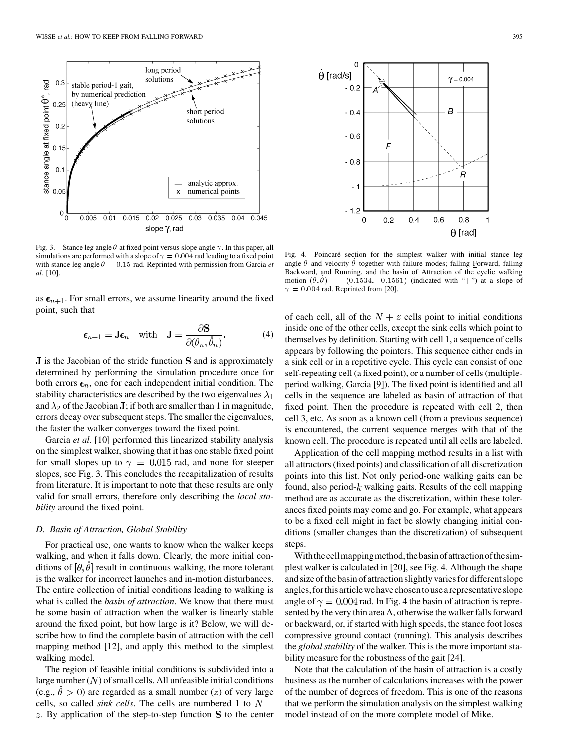Fig. 3. Stance leg angle $\theta$ at fixed point versus slope angle $\gamma$. In this paper, all simulations are performed with a slope of $\gamma = 0.004$ rad leading to a fixed point with stance leg angle $\theta = 0.15$ rad. Reprinted with permission from Garcia *et al.* [10].

Fig. 4. Poincaré section for the simplest walker with initial stance leg angle $\theta$ and velocity $\dot{\theta}$ together with failure modes; falling Forward, falling Backward, and Running, and the basin of Attraction of the cyclic walking motion $(\theta, \dot{\theta}) = (0.1534, -0.1561)$ (indicated with "+") at a slope of $\gamma = 0.004$ rad. Reprinted from [20].

as $\boldsymbol{\epsilon}_{n+1}$. For small errors, we assume linearity around the fixed point, such that

$$\boldsymbol{\epsilon}_{n+1} = \mathbf{J}\boldsymbol{\epsilon}_n \quad \text{with} \quad \mathbf{J} = \frac{\partial \mathbf{S}}{\partial(\theta_n, \dot{\theta}_n)}. \tag{4}$$

$\mathbf{J}$ is the Jacobian of the stride function $\mathbf{S}$ and is approximately determined by performing the simulation procedure once for both errors $\boldsymbol{\epsilon}_n$, one for each independent initial condition. The stability characteristics are described by the two eigenvalues $\lambda_1$ and $\lambda_2$ of the Jacobian $\mathbf{J}$; if both are smaller than 1 in magnitude, errors decay over subsequent steps. The smaller the eigenvalues, the faster the walker converges toward the fixed point.

Garcia *et al.* [10] performed this linearized stability analysis on the simplest walker, showing that it has one stable fixed point for small slopes up to $\gamma = 0.015$ rad, and none for steeper slopes, see Fig. 3. This concludes the recapitalization of results from literature. It is important to note that these results are only valid for small errors, therefore only describing the *local stability* around the fixed point.

### D. Basin of Attraction, Global Stability

For practical use, one wants to know when the walker keeps walking, and when it falls down. Clearly, the more initial conditions of $[\theta, \dot{\theta}]$ result in continuous walking, the more tolerant is the walker for incorrect launches and in-motion disturbances. The entire collection of initial conditions leading to walking is what is called the *basin of attraction*. We know that there must be some basin of attraction when the walker is linearly stable around the fixed point, but how large is it? Below, we will describe how to find the complete basin of attraction with the cell mapping method [12], and apply this method to the simplest walking model.

The region of feasible initial conditions is subdivided into a large number ($N$) of small cells. All unfeasible initial conditions (e.g., $\dot{\theta} > 0$) are regarded as a small number ($z$) of very large cells, so called *sink cells*. The cells are numbered 1 to $N + z$. By application of the step-to-step function $\mathbf{S}$ to the center of each cell, all of the $N + z$ cells point to initial conditions inside one of the other cells, except the sink cells which point to themselves by definition. Starting with cell 1, a sequence of cells appears by following the pointers. This sequence either ends in a sink cell or in a repetitive cycle. This cycle can consist of one self-repeating cell (a fixed point), or a number of cells (multiple-period walking, Garcia [9]). The fixed point is identified and all cells in the sequence are labeled as basin of attraction of that fixed point. Then the procedure is repeated with cell 2, then cell 3, etc. As soon as a known cell (from a previous sequence) is encountered, the current sequence merges with that of the known cell. The procedure is repeated until all cells are labeled.

Application of the cell mapping method results in a list with all attractors (fixed points) and classification of all discretization points into this list. Not only period-one walking gaits can be found, also period-$k$ walking gaits. Results of the cell mapping method are as accurate as the discretization, within these tolerances fixed points may come and go. For example, what appears to be a fixed cell might in fact be slowly changing initial conditions (smaller changes than the discretization) of subsequent steps.

With the cell mapping method, the basin of attraction of the simplest walker is calculated in [20], see Fig. 4. Although the shape and size of the basin of attraction slightly varies for different slope angles, for this article we have chosen to use a representative slope angle of $\gamma = 0.004$ rad. In Fig. 4 the basin of attraction is represented by the very thin area A, otherwise the walker falls forward or backward, or, if started with high speeds, the stance foot loses compressive ground contact (running). This analysis describes the *global stability* of the walker. This is the more important stability measure for the robustness of the gait [24].

Note that the calculation of the basin of attraction is a costly business as the number of calculations increases with the power of the number of degrees of freedom. This is one of the reasons that we perform the simulation analysis on the simplest walking model instead of on the more complete model of Mike.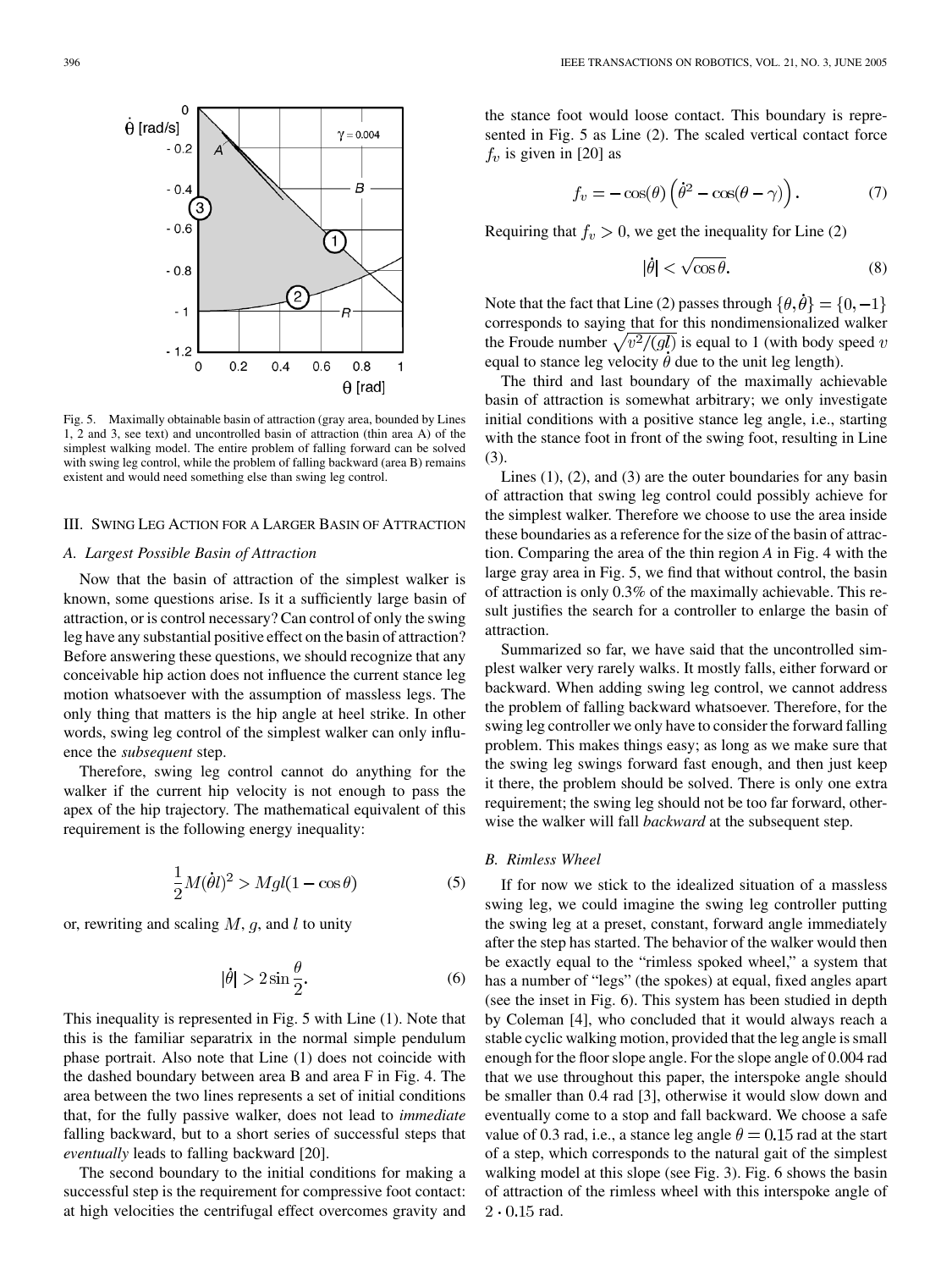Fig. 5. Maximally obtainable basin of attraction (gray area, bounded by Lines 1, 2 and 3, see text) and uncontrolled basin of attraction (thin area A) of the simplest walking model. The entire problem of falling forward can be solved with swing leg control, while the problem of falling backward (area B) remains existent and would need something else than swing leg control.

## III. Swing Leg Action for a Larger Basin of Attraction

### A. Largest Possible Basin of Attraction

Now that the basin of attraction of the simplest walker is known, some questions arise. Is it a sufficiently large basin of attraction, or is control necessary? Can control of only the swing leg have any substantial positive effect on the basin of attraction? Before answering these questions, we should recognize that any conceivable hip action does not influence the current stance leg motion whatsoever with the assumption of massless legs. The only thing that matters is the hip angle at heel strike. In other words, swing leg control of the simplest walker can only influence the *subsequent* step.

Therefore, swing leg control cannot do anything for the walker if the current hip velocity is not enough to pass the apex of the hip trajectory. The mathematical equivalent of this requirement is the following energy inequality:

$$\frac{1}{2}M(\dot{\theta}l)^2 > Mgl(1-\cos\theta) \tag{5}$$

or, rewriting and scaling $M$, $g$, and $l$ to unity

$$|\dot{\theta}| > 2\sin\frac{\theta}{2}. \tag{6}$$

This inequality is represented in Fig. 5 with Line (1). Note that this is the familiar separatrix in the normal simple pendulum phase portrait. Also note that Line (1) does not coincide with the dashed boundary between area B and area F in Fig. 4. The area between the two lines represents a set of initial conditions that, for the fully passive walker, does not lead to *immediate* falling backward, but to a short series of successful steps that *eventually* leads to falling backward [20].

The second boundary to the initial conditions for making a successful step is the requirement for compressive foot contact: at high velocities the centrifugal effect overcomes gravity and the stance foot would loose contact. This boundary is represented in Fig. 5 as Line (2). The scaled vertical contact force $f_v$ is given in [20] as

$$f_v = -\cos(\theta)\left(\dot{\theta}^2 - \cos(\theta-\gamma)\right). \tag{7}$$

Requiring that $f_v > 0$, we get the inequality for Line (2)

$$|\dot{\theta}| < \sqrt{\cos\theta}. \tag{8}$$

Note that the fact that Line (2) passes through $\{\theta,\dot{\theta}\} = \{0,-1\}$ corresponds to saying that for this nondimensionalized walker the Froude number $\sqrt{v^2/(gl)}$ is equal to 1 (with body speed $v$ equal to stance leg velocity $\dot{\theta}$ due to the unit leg length).

The third and last boundary of the maximally achievable basin of attraction is somewhat arbitrary; we only investigate initial conditions with a positive stance leg angle, i.e., starting with the stance foot in front of the swing foot, resulting in Line (3).

Lines (1), (2), and (3) are the outer boundaries for any basin of attraction that swing leg control could possibly achieve for the simplest walker. Therefore we choose to use the area inside these boundaries as a reference for the size of the basin of attraction. Comparing the area of the thin region *A* in Fig. 4 with the large gray area in Fig. 5, we find that without control, the basin of attraction is only 0.3% of the maximally achievable. This result justifies the search for a controller to enlarge the basin of attraction.

Summarized so far, we have said that the uncontrolled simplest walker very rarely walks. It mostly falls, either forward or backward. When adding swing leg control, we cannot address the problem of falling backward whatsoever. Therefore, for the swing leg controller we only have to consider the forward falling problem. This makes things easy; as long as we make sure that the swing leg swings forward fast enough, and then just keep it there, the problem should be solved. There is only one extra requirement; the swing leg should not be too far forward, otherwise the walker will fall *backward* at the subsequent step.

### B. Rimless Wheel

If for now we stick to the idealized situation of a massless swing leg, we could imagine the swing leg controller putting the swing leg at a preset, constant, forward angle immediately after the step has started. The behavior of the walker would then be exactly equal to the "rimless spoked wheel," a system that has a number of "legs" (the spokes) at equal, fixed angles apart (see the inset in Fig. 6). This system has been studied in depth by Coleman [4], who concluded that it would always reach a stable cyclic walking motion, provided that the leg angle is small enough for the floor slope angle. For the slope angle of 0.004 rad that we use throughout this paper, the interspoke angle should be smaller than 0.4 rad [3], otherwise it would slow down and eventually come to a stop and fall backward. We choose a safe value of 0.3 rad, i.e., a stance leg angle $\theta = 0.15$ rad at the start of a step, which corresponds to the natural gait of the simplest walking model at this slope (see Fig. 3). Fig. 6 shows the basin of attraction of the rimless wheel with this interspoke angle of $2 \cdot 0.15$ rad.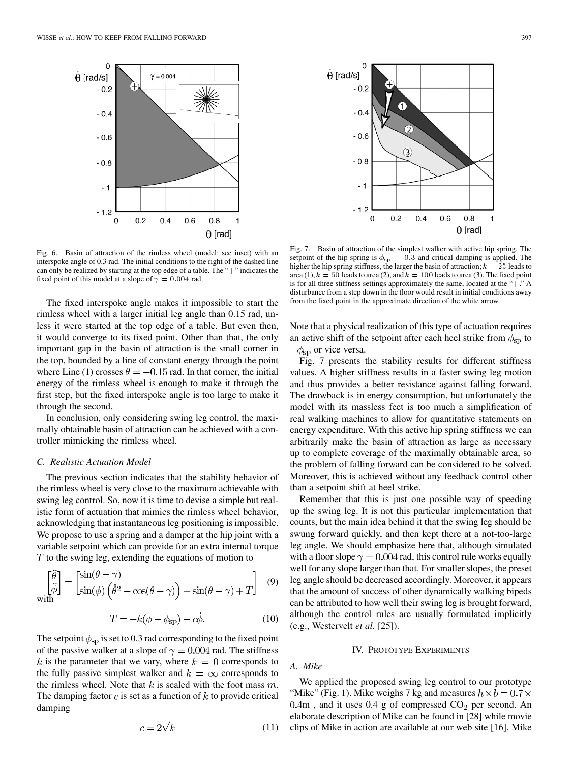Fig. 6. Basin of attraction of the rimless wheel (model: see inset) with an interspoke angle of 0.3 rad. The initial conditions to the right of the dashed line can only be realized by starting at the top edge of a table. The "+" indicates the fixed point of this model at a slope of $\gamma = 0.004$ rad.

Fig. 7. Basin of attraction of the simplest walker with active hip spring. The setpoint of the hip spring is $\phi_{\rm sp} = 0.3$ and critical damping is applied. The higher the hip spring stiffness, the larger the basin of attraction; $k = 25$ leads to area (1), $k = 50$ leads to area (2), and $k = 100$ leads to area (3). The fixed point is for all three stiffness settings approximately the same, located at the "+." A disturbance from a step down in the floor would result in initial conditions away from the fixed point in the approximate direction of the white arrow.

The fixed interspoke angle makes it impossible to start the rimless wheel with a larger initial leg angle than 0.15 rad, unless it were started at the top edge of a table. But even then, it would converge to its fixed point. Other than that, the only important gap in the basin of attraction is the small corner in the top, bounded by a line of constant energy through the point where Line (1) crosses $\theta = -0.15$ rad. In that corner, the initial energy of the rimless wheel is enough to make it through the first step, but the fixed interspoke angle is too large to make it through the second.

In conclusion, only considering swing leg control, the maximally obtainable basin of attraction can be achieved with a controller mimicking the rimless wheel.

### C. Realistic Actuation Model

The previous section indicates that the stability behavior of the rimless wheel is very close to the maximum achievable with swing leg control. So, now it is time to devise a simple but realistic form of actuation that mimics the rimless wheel behavior, acknowledging that instantaneous leg positioning is impossible. We propose to use a spring and a damper at the hip joint with a variable setpoint which can provide for an extra internal torque $T$ to the swing leg, extending the equations of motion to

$$\begin{bmatrix}\ddot{\theta}\\ \ddot{\phi}\end{bmatrix} = \begin{bmatrix}\sin(\theta-\gamma)\\ \sin(\phi)\left(\dot{\theta}^2 - \cos(\theta-\gamma)\right) + \sin(\theta-\gamma) + T\end{bmatrix} \quad (9)$$

with

$$T = -k(\phi - \phi_{\rm sp}) - c\dot{\phi}. \quad (10)$$

The setpoint $\phi_{\rm sp}$ is set to 0.3 rad corresponding to the fixed point of the passive walker at a slope of $\gamma = 0.004$ rad. The stiffness $k$ is the parameter that we vary, where $k = 0$ corresponds to the fully passive simplest walker and $k = \infty$ corresponds to the rimless wheel. Note that $k$ is scaled with the foot mass $m$. The damping factor $c$ is set as a function of $k$ to provide critical damping

$$c = 2\sqrt{k} \quad (11)$$

Note that a physical realization of this type of actuation requires an active shift of the setpoint after each heel strike from $\phi_{\rm sp}$ to $-\phi_{\rm sp}$ or vice versa.

Fig. 7 presents the stability results for different stiffness values. A higher stiffness results in a faster swing leg motion and thus provides a better resistance against falling forward. The drawback is in energy consumption, but unfortunately the model with its massless feet is too much a simplification of real walking machines to allow for quantitative statements on energy expenditure. With this active hip spring stiffness we can arbitrarily make the basin of attraction as large as necessary up to complete coverage of the maximally obtainable area, so the problem of falling forward can be considered to be solved. Moreover, this is achieved without any feedback control other than a setpoint shift at heel strike.

Remember that this is just one possible way of speeding up the swing leg. It is not this particular implementation that counts, but the main idea behind it that the swing leg should be swung forward quickly, and then kept there at a not-too-large leg angle. We should emphasize here that, although simulated with a floor slope $\gamma = 0.004$ rad, this control rule works equally well for any slope larger than that. For smaller slopes, the preset leg angle should be decreased accordingly. Moreover, it appears that the amount of success of other dynamically walking bipeds can be attributed to how well their swing leg is brought forward, although the control rules are usually formulated implicitly (e.g., Westervelt *et al.* [25]).

## IV. Prototype Experiments

### A. Mike

We applied the proposed swing leg control to our prototype "Mike" (Fig. 1). Mike weighs 7 kg and measures $h \times b = 0.7 \times 0.4$m , and it uses 0.4 g of compressed $CO_2$ per second. An elaborate description of Mike can be found in [28] while movie clips of Mike in action are available at our web site [16]. Mike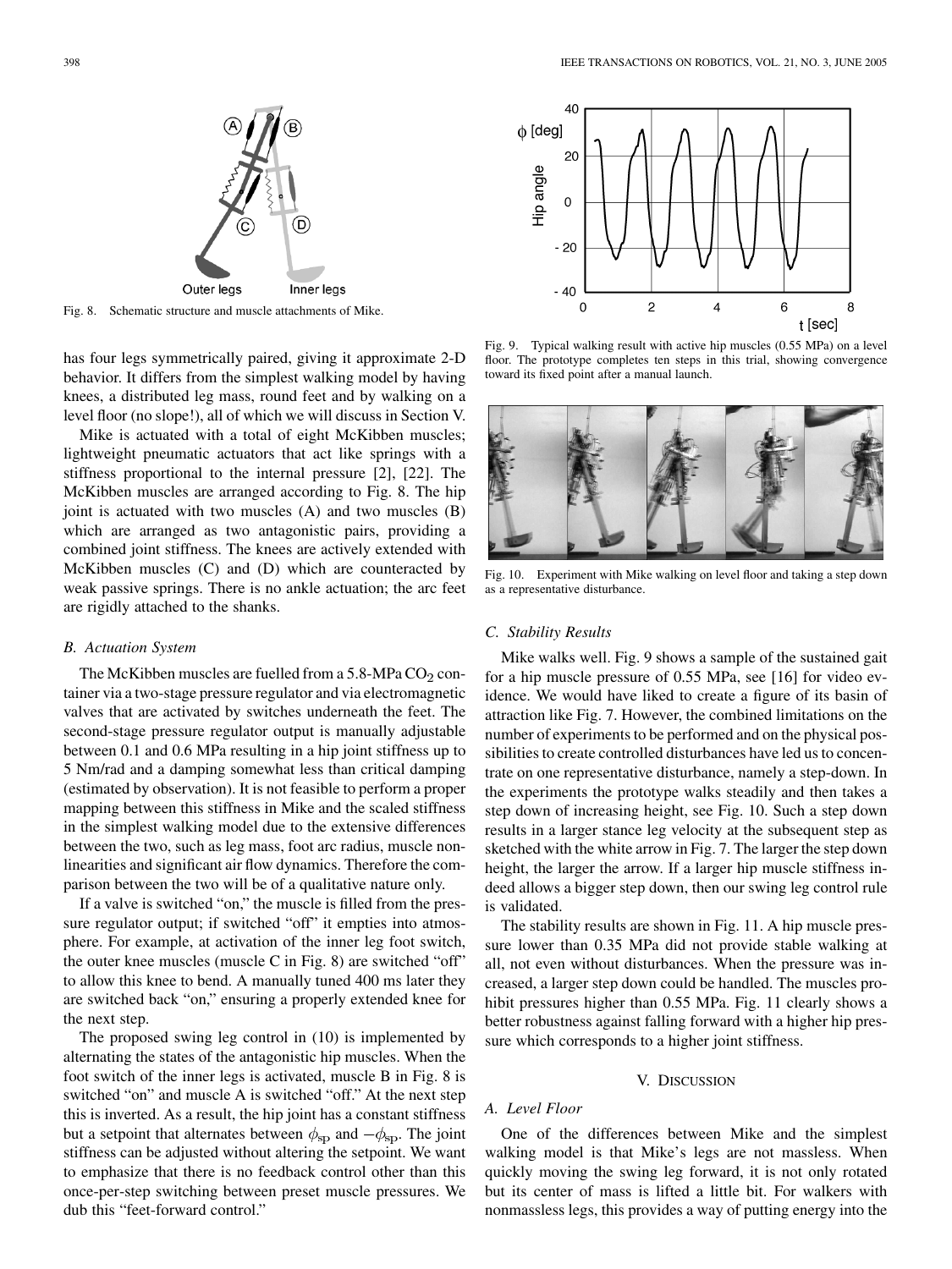Fig. 8. Schematic structure and muscle attachments of Mike.

has four legs symmetrically paired, giving it approximate 2-D behavior. It differs from the simplest walking model by having knees, a distributed leg mass, round feet and by walking on a level floor (no slope!), all of which we will discuss in Section V.

Mike is actuated with a total of eight McKibben muscles; lightweight pneumatic actuators that act like springs with a stiffness proportional to the internal pressure [2], [22]. The McKibben muscles are arranged according to Fig. 8. The hip joint is actuated with two muscles (A) and two muscles (B) which are arranged as two antagonistic pairs, providing a combined joint stiffness. The knees are actively extended with McKibben muscles (C) and (D) which are counteracted by weak passive springs. There is no ankle actuation; the arc feet are rigidly attached to the shanks.

### *B. Actuation System*

The McKibben muscles are fuelled from a 5.8-MPa $CO_2$ container via a two-stage pressure regulator and via electromagnetic valves that are activated by switches underneath the feet. The second-stage pressure regulator output is manually adjustable between 0.1 and 0.6 MPa resulting in a hip joint stiffness up to 5 Nm/rad and a damping somewhat less than critical damping (estimated by observation). It is not feasible to perform a proper mapping between this stiffness in Mike and the scaled stiffness in the simplest walking model due to the extensive differences between the two, such as leg mass, foot arc radius, muscle nonlinearities and significant air flow dynamics. Therefore the comparison between the two will be of a qualitative nature only.

If a valve is switched "on," the muscle is filled from the pressure regulator output; if switched "off" it empties into atmosphere. For example, at activation of the inner leg foot switch, the outer knee muscles (muscle C in Fig. 8) are switched "off" to allow this knee to bend. A manually tuned 400 ms later they are switched back "on," ensuring a properly extended knee for the next step.

The proposed swing leg control in (10) is implemented by alternating the states of the antagonistic hip muscles. When the foot switch of the inner legs is activated, muscle B in Fig. 8 is switched "on" and muscle A is switched "off." At the next step this is inverted. As a result, the hip joint has a constant stiffness but a setpoint that alternates between $\phi_{\rm sp}$ and $-\phi_{\rm sp}$. The joint stiffness can be adjusted without altering the setpoint. We want to emphasize that there is no feedback control other than this once-per-step switching between preset muscle pressures. We dub this "feet-forward control."

Fig. 9. Typical walking result with active hip muscles (0.55 MPa) on a level floor. The prototype completes ten steps in this trial, showing convergence toward its fixed point after a manual launch.

Fig. 10. Experiment with Mike walking on level floor and taking a step down as a representative disturbance.

### *C. Stability Results*

Mike walks well. Fig. 9 shows a sample of the sustained gait for a hip muscle pressure of 0.55 MPa, see [16] for video evidence. We would have liked to create a figure of its basin of attraction like Fig. 7. However, the combined limitations on the number of experiments to be performed and on the physical possibilities to create controlled disturbances have led us to concentrate on one representative disturbance, namely a step-down. In the experiments the prototype walks steadily and then takes a step down of increasing height, see Fig. 10. Such a step down results in a larger stance leg velocity at the subsequent step as sketched with the white arrow in Fig. 7. The larger the step down height, the larger the arrow. If a larger hip muscle stiffness indeed allows a bigger step down, then our swing leg control rule is validated.

The stability results are shown in Fig. 11. A hip muscle pressure lower than 0.35 MPa did not provide stable walking at all, not even without disturbances. When the pressure was increased, a larger step down could be handled. The muscles prohibit pressures higher than 0.55 MPa. Fig. 11 clearly shows a better robustness against falling forward with a higher hip pressure which corresponds to a higher joint stiffness.

## V. Discussion

### *A. Level Floor*

One of the differences between Mike and the simplest walking model is that Mike's legs are not massless. When quickly moving the swing leg forward, it is not only rotated but its center of mass is lifted a little bit. For walkers with nonmassless legs, this provides a way of putting energy into the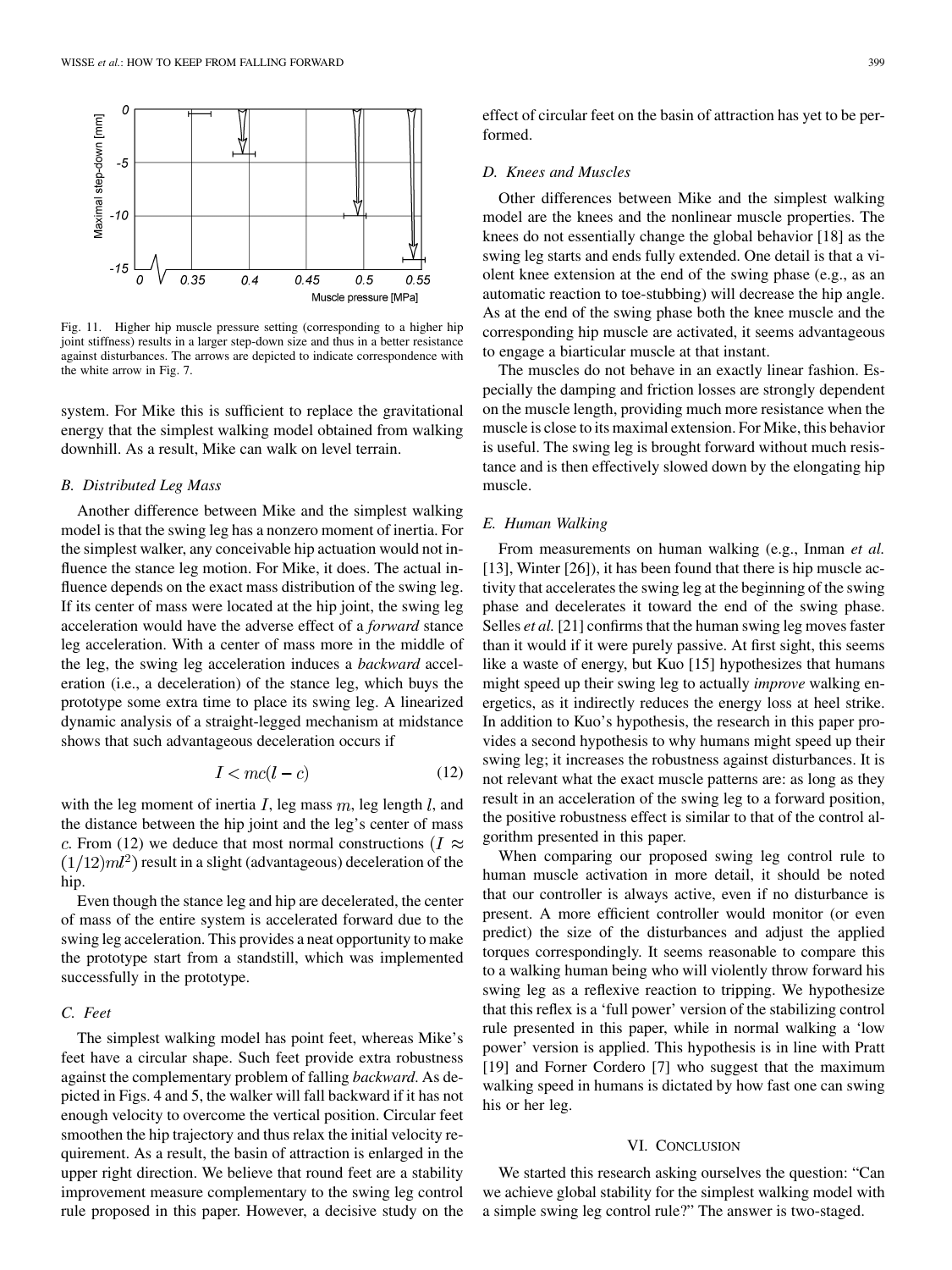Fig. 11. Higher hip muscle pressure setting (corresponding to a higher hip joint stiffness) results in a larger step-down size and thus in a better resistance against disturbances. The arrows are depicted to indicate correspondence with the white arrow in Fig. 7.

system. For Mike this is sufficient to replace the gravitational energy that the simplest walking model obtained from walking downhill. As a result, Mike can walk on level terrain.

### B. Distributed Leg Mass

Another difference between Mike and the simplest walking model is that the swing leg has a nonzero moment of inertia. For the simplest walker, any conceivable hip actuation would not influence the stance leg motion. For Mike, it does. The actual influence depends on the exact mass distribution of the swing leg. If its center of mass were located at the hip joint, the swing leg acceleration would have the adverse effect of a *forward* stance leg acceleration. With a center of mass more in the middle of the leg, the swing leg acceleration induces a *backward* acceleration (i.e., a deceleration) of the stance leg, which buys the prototype some extra time to place its swing leg. A linearized dynamic analysis of a straight-legged mechanism at midstance shows that such advantageous deceleration occurs if

$$I < mc(l - c) \tag{12}$$

with the leg moment of inertia $I$, leg mass $m$, leg length $l$, and the distance between the hip joint and the leg's center of mass $c$. From (12) we deduce that most normal constructions ($I \approx (1/12)ml^2$) result in a slight (advantageous) deceleration of the hip.

Even though the stance leg and hip are decelerated, the center of mass of the entire system is accelerated forward due to the swing leg acceleration. This provides a neat opportunity to make the prototype start from a standstill, which was implemented successfully in the prototype.

### C. Feet

The simplest walking model has point feet, whereas Mike's feet have a circular shape. Such feet provide extra robustness against the complementary problem of falling *backward*. As depicted in Figs. 4 and 5, the walker will fall backward if it has not enough velocity to overcome the vertical position. Circular feet smoothen the hip trajectory and thus relax the initial velocity requirement. As a result, the basin of attraction is enlarged in the upper right direction. We believe that round feet are a stability improvement measure complementary to the swing leg control rule proposed in this paper. However, a decisive study on the effect of circular feet on the basin of attraction has yet to be performed.

### D. Knees and Muscles

Other differences between Mike and the simplest walking model are the knees and the nonlinear muscle properties. The knees do not essentially change the global behavior [18] as the swing leg starts and ends fully extended. One detail is that a violent knee extension at the end of the swing phase (e.g., as an automatic reaction to toe-stubbing) will decrease the hip angle. As at the end of the swing phase both the knee muscle and the corresponding hip muscle are activated, it seems advantageous to engage a biarticular muscle at that instant.

The muscles do not behave in an exactly linear fashion. Especially the damping and friction losses are strongly dependent on the muscle length, providing much more resistance when the muscle is close to its maximal extension. For Mike, this behavior is useful. The swing leg is brought forward without much resistance and is then effectively slowed down by the elongating hip muscle.

### E. Human Walking

From measurements on human walking (e.g., Inman *et al.* [13], Winter [26]), it has been found that there is hip muscle activity that accelerates the swing leg at the beginning of the swing phase and decelerates it toward the end of the swing phase. Selles *et al.* [21] confirms that the human swing leg moves faster than it would if it were purely passive. At first sight, this seems like a waste of energy, but Kuo [15] hypothesizes that humans might speed up their swing leg to actually *improve* walking energetics, as it indirectly reduces the energy loss at heel strike. In addition to Kuo's hypothesis, the research in this paper provides a second hypothesis to why humans might speed up their swing leg; it increases the robustness against disturbances. It is not relevant what the exact muscle patterns are: as long as they result in an acceleration of the swing leg to a forward position, the positive robustness effect is similar to that of the control algorithm presented in this paper.

When comparing our proposed swing leg control rule to human muscle activation in more detail, it should be noted that our controller is always active, even if no disturbance is present. A more efficient controller would monitor (or even predict) the size of the disturbances and adjust the applied torques correspondingly. It seems reasonable to compare this to a walking human being who will violently throw forward his swing leg as a reflexive reaction to tripping. We hypothesize that this reflex is a 'full power' version of the stabilizing control rule presented in this paper, while in normal walking a 'low power' version is applied. This hypothesis is in line with Pratt [19] and Forner Cordero [7] who suggest that the maximum walking speed in humans is dictated by how fast one can swing his or her leg.

## VI. Conclusion

We started this research asking ourselves the question: "Can we achieve global stability for the simplest walking model with a simple swing leg control rule?" The answer is two-staged.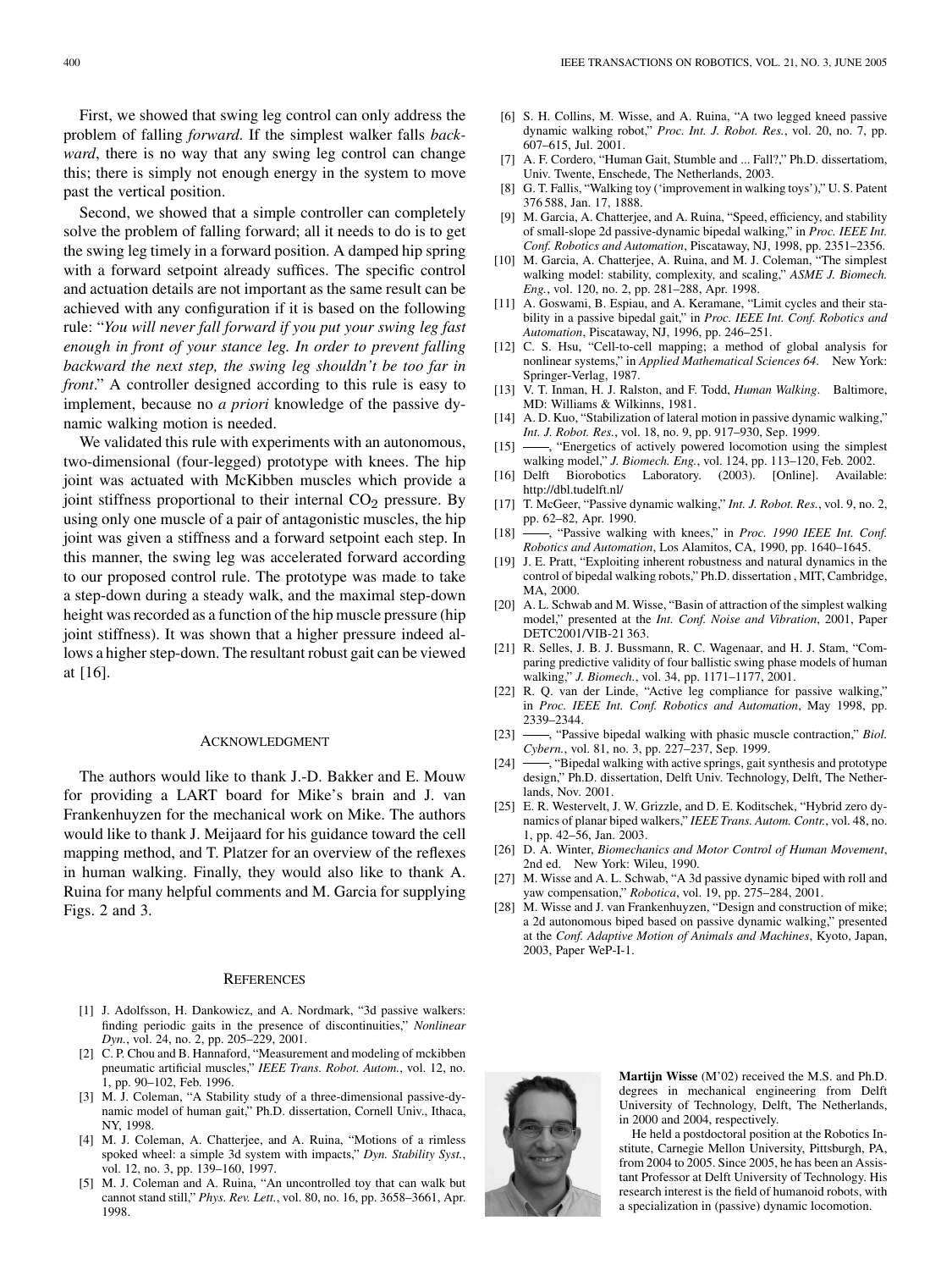First, we showed that swing leg control can only address the problem of falling *forward*. If the simplest walker falls *backward*, there is no way that any swing leg control can change this; there is simply not enough energy in the system to move past the vertical position.

Second, we showed that a simple controller can completely solve the problem of falling forward; all it needs to do is to get the swing leg timely in a forward position. A damped hip spring with a forward setpoint already suffices. The specific control and actuation details are not important as the same result can be achieved with any configuration if it is based on the following rule: "*You will never fall forward if you put your swing leg fast enough in front of your stance leg. In order to prevent falling backward the next step, the swing leg shouldn't be too far in front*." A controller designed according to this rule is easy to implement, because no *a priori* knowledge of the passive dynamic walking motion is needed.

We validated this rule with experiments with an autonomous, two-dimensional (four-legged) prototype with knees. The hip joint was actuated with McKibben muscles which provide a joint stiffness proportional to their internal $CO_2$ pressure. By using only one muscle of a pair of antagonistic muscles, the hip joint was given a stiffness and a forward setpoint each step. In this manner, the swing leg was accelerated forward according to our proposed control rule. The prototype was made to take a step-down during a steady walk, and the maximal step-down height was recorded as a function of the hip muscle pressure (hip joint stiffness). It was shown that a higher pressure indeed allows a higher step-down. The resultant robust gait can be viewed at [16].

## Acknowledgment

The authors would like to thank J.-D. Bakker and E. Mouw for providing a LART board for Mike's brain and J. van Frankenhuyzen for the mechanical work on Mike. The authors would like to thank J. Meijaard for his guidance toward the cell mapping method, and T. Platzer for an overview of the reflexes in human walking. Finally, they would also like to thank A. Ruina for many helpful comments and M. Garcia for supplying Figs. 2 and 3.

## References

[1] J. Adolfsson, H. Dankowicz, and A. Nordmark, "3d passive walkers: finding periodic gaits in the presence of discontinuities," *Nonlinear Dyn.*, vol. 24, no. 2, pp. 205–229, 2001.

[2] C. P. Chou and B. Hannaford, "Measurement and modeling of mckibben pneumatic artificial muscles," *IEEE Trans. Robot. Autom.*, vol. 12, no. 1, pp. 90–102, Feb. 1996.

[3] M. J. Coleman, "A Stability study of a three-dimensional passive-dynamic model of human gait," Ph.D. dissertation, Cornell Univ., Ithaca, NY, 1998.

[4] M. J. Coleman, A. Chatterjee, and A. Ruina, "Motions of a rimless spoked wheel: a simple 3d system with impacts," *Dyn. Stability Syst.*, vol. 12, no. 3, pp. 139–160, 1997.

[5] M. J. Coleman and A. Ruina, "An uncontrolled toy that can walk but cannot stand still," *Phys. Rev. Lett.*, vol. 80, no. 16, pp. 3658–3661, Apr. 1998.

[6] S. H. Collins, M. Wisse, and A. Ruina, "A two legged kneed passive dynamic walking robot," *Proc. Int. J. Robot. Res.*, vol. 20, no. 7, pp. 607–615, Jul. 2001.

[7] A. F. Cordero, "Human Gait, Stumble and ... Fall?," Ph.D. dissertatiom, Univ. Twente, Enschede, The Netherlands, 2003.

[8] G. T. Fallis, "Walking toy ('improvement in walking toys')," U. S. Patent 376 588, Jan. 17, 1888.

[9] M. Garcia, A. Chatterjee, and A. Ruina, "Speed, efficiency, and stability of small-slope 2d passive-dynamic bipedal walking," in *Proc. IEEE Int. Conf. Robotics and Automation*, Piscataway, NJ, 1998, pp. 2351–2356.

[10] M. Garcia, A. Chatterjee, A. Ruina, and M. J. Coleman, "The simplest walking model: stability, complexity, and scaling," *ASME J. Biomech. Eng.*, vol. 120, no. 2, pp. 281–288, Apr. 1998.

[11] A. Goswami, B. Espiau, and A. Keramane, "Limit cycles and their stability in a passive bipedal gait," in *Proc. IEEE Int. Conf. Robotics and Automation*, Piscataway, NJ, 1996, pp. 246–251.

[12] C. S. Hsu, "Cell-to-cell mapping; a method of global analysis for nonlinear systems," in *Applied Mathematical Sciences 64*. New York: Springer-Verlag, 1987.

[13] V. T. Inman, H. J. Ralston, and F. Todd, *Human Walking*. Baltimore, MD: Williams & Wilkinns, 1981.

[14] A. D. Kuo, "Stabilization of lateral motion in passive dynamic walking," *Int. J. Robot. Res.*, vol. 18, no. 9, pp. 917–930, Sep. 1999.

[15] ——, "Energetics of actively powered locomotion using the simplest walking model," *J. Biomech. Eng.*, vol. 124, pp. 113–120, Feb. 2002.

[16] Delft Biorobotics Laboratory. (2003). [Online]. Available: http://dbl.tudelft.nl/

[17] T. McGeer, "Passive dynamic walking," *Int. J. Robot. Res.*, vol. 9, no. 2, pp. 62–82, Apr. 1990.

[18] ——, "Passive walking with knees," in *Proc. 1990 IEEE Int. Conf. Robotics and Automation*, Los Alamitos, CA, 1990, pp. 1640–1645.

[19] J. E. Pratt, "Exploiting inherent robustness and natural dynamics in the control of bipedal walking robots," Ph.D. dissertation , MIT, Cambridge, MA, 2000.

[20] A. L. Schwab and M. Wisse, "Basin of attraction of the simplest walking model," presented at the *Int. Conf. Noise and Vibration*, 2001, Paper DETC2001/VIB-21 363.

[21] R. Selles, J. B. J. Bussmann, R. C. Wagenaar, and H. J. Stam, "Comparing predictive validity of four ballistic swing phase models of human walking," *J. Biomech.*, vol. 34, pp. 1171–1177, 2001.

[22] R. Q. van der Linde, "Active leg compliance for passive walking," in *Proc. IEEE Int. Conf. Robotics and Automation*, May 1998, pp. 2339–2344.

[23] ——, "Passive bipedal walking with phasic muscle contraction," *Biol. Cybern.*, vol. 81, no. 3, pp. 227–237, Sep. 1999.

[24] ——, "Bipedal walking with active springs, gait synthesis and prototype design," Ph.D. dissertation, Delft Univ. Technology, Delft, The Netherlands, Nov. 2001.

[25] E. R. Westervelt, J. W. Grizzle, and D. E. Koditschek, "Hybrid zero dynamics of planar biped walkers," *IEEE Trans. Autom. Contr.*, vol. 48, no. 1, pp. 42–56, Jan. 2003.

[26] D. A. Winter, *Biomechanics and Motor Control of Human Movement*, 2nd ed. New York: Wileu, 1990.

[27] M. Wisse and A. L. Schwab, "A 3d passive dynamic biped with roll and yaw compensation," *Robotica*, vol. 19, pp. 275–284, 2001.

[28] M. Wisse and J. van Frankenhuyzen, "Design and construction of mike; a 2d autonomous biped based on passive dynamic walking," presented at the *Conf. Adaptive Motion of Animals and Machines*, Kyoto, Japan, 2003, Paper WeP-I-1.

**Martijn Wisse** (M'02) received the M.S. and Ph.D. degrees in mechanical engineering from Delft University of Technology, Delft, The Netherlands, in 2000 and 2004, respectively.

He held a postdoctoral position at the Robotics Institute, Carnegie Mellon University, Pittsburgh, PA, from 2004 to 2005. Since 2005, he has been an Assistant Professor at Delft University of Technology. His research interest is the field of humanoid robots, with a specialization in (passive) dynamic locomotion.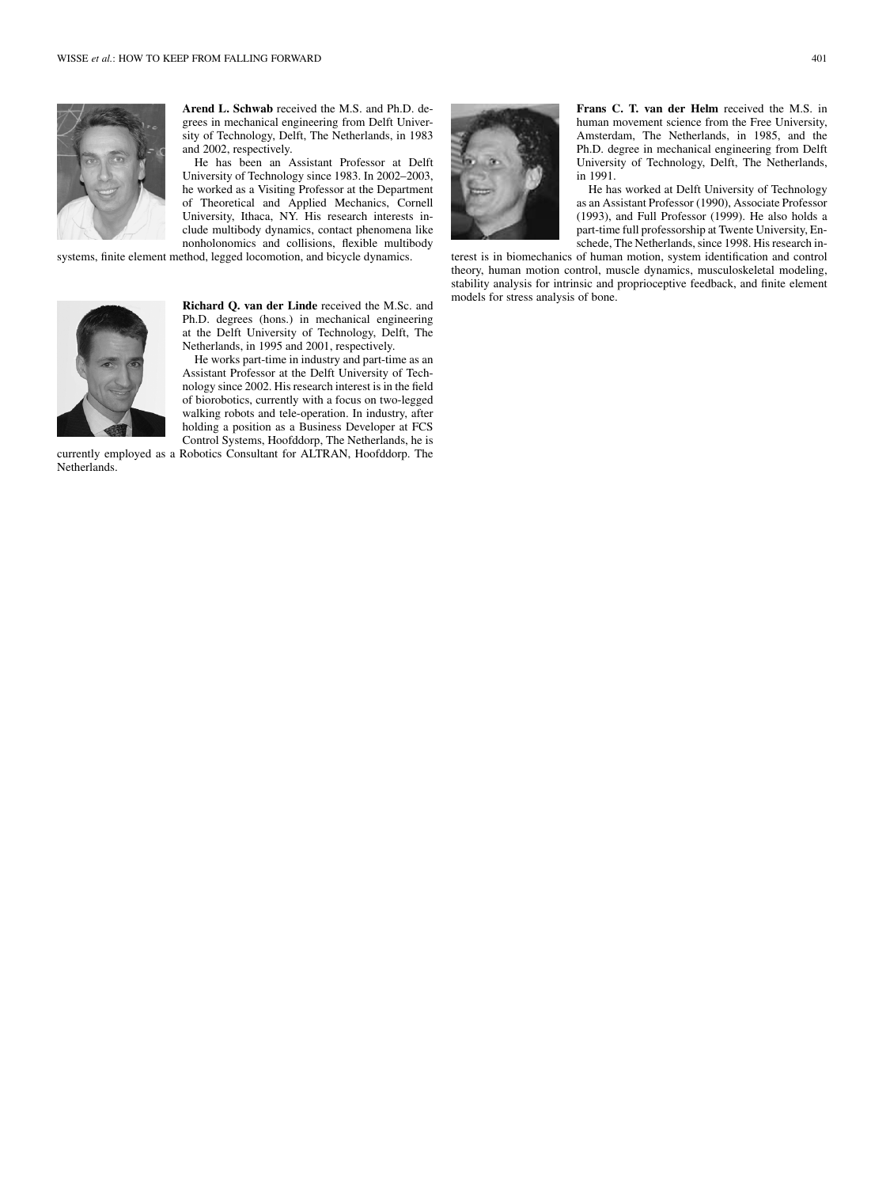**Arend L. Schwab** received the M.S. and Ph.D. degrees in mechanical engineering from Delft University of Technology, Delft, The Netherlands, in 1983 and 2002, respectively.

He has been an Assistant Professor at Delft University of Technology since 1983. In 2002–2003, he worked as a Visiting Professor at the Department of Theoretical and Applied Mechanics, Cornell University, Ithaca, NY. His research interests include multibody dynamics, contact phenomena like nonholonomics and collisions, flexible multibody systems, finite element method, legged locomotion, and bicycle dynamics.

**Richard Q. van der Linde** received the M.Sc. and Ph.D. degrees (hons.) in mechanical engineering at the Delft University of Technology, Delft, The Netherlands, in 1995 and 2001, respectively.

He works part-time in industry and part-time as an Assistant Professor at the Delft University of Technology since 2002. His research interest is in the field of biorobotics, currently with a focus on two-legged walking robots and tele-operation. In industry, after holding a position as a Business Developer at FCS Control Systems, Hoofddorp, The Netherlands, he is currently employed as a Robotics Consultant for ALTRAN, Hoofddorp. The Netherlands.

**Frans C. T. van der Helm** received the M.S. in human movement science from the Free University, Amsterdam, The Netherlands, in 1985, and the Ph.D. degree in mechanical engineering from Delft University of Technology, Delft, The Netherlands, in 1991.

He has worked at Delft University of Technology as an Assistant Professor (1990), Associate Professor (1993), and Full Professor (1999). He also holds a part-time full professorship at Twente University, Enschede, The Netherlands, since 1998. His research interest is in biomechanics of human motion, system identification and control theory, human motion control, muscle dynamics, musculoskeletal modeling, stability analysis for intrinsic and proprioceptive feedback, and finite element models for stress analysis of bone.